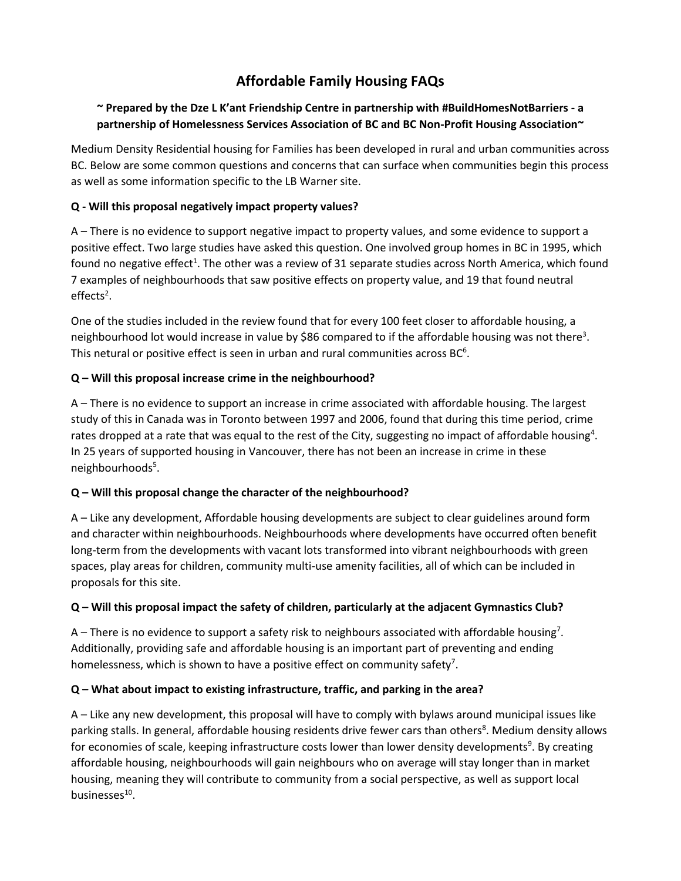# Affordable Family Housing FAQs

### ~ Prepared by the Dze L K'ant Friendship Centre in partnership with #BuildHomesNotBarriers - a partnership of Homelessness Services Association of BC and BC Non-Profit Housing Association~

Medium Density Residential housing for Families has been developed in rural and urban communities across BC. Below are some common questions and concerns that can surface when communities begin this process as well as some information specific to the LB Warner site.

**Q - Will this proposal negatively impact property values?**

A – There is no evidence to support negative impact to property values, and some evidence to support a positive effect. Two large studies have asked this question. One involved group homes in BC in 1995, which found no negative effect[1]. The other was a review of 31 separate studies across North America, which found 7 examples of neighbourhoods that saw positive effects on property value, and 19 that found neutral effects[2].

One of the studies included in the review found that for every 100 feet closer to affordable housing, a neighbourhood lot would increase in value by $86 compared to if the affordable housing was not there[3]. This netural or positive effect is seen in urban and rural communities across BC[6].

**Q – Will this proposal increase crime in the neighbourhood?**

A – There is no evidence to support an increase in crime associated with affordable housing. The largest study of this in Canada was in Toronto between 1997 and 2006, found that during this time period, crime rates dropped at a rate that was equal to the rest of the City, suggesting no impact of affordable housing[4]. In 25 years of supported housing in Vancouver, there has not been an increase in crime in these neighbourhoods[5].

**Q – Will this proposal change the character of the neighbourhood?**

A – Like any development, Affordable housing developments are subject to clear guidelines around form and character within neighbourhoods. Neighbourhoods where developments have occurred often benefit long-term from the developments with vacant lots transformed into vibrant neighbourhoods with green spaces, play areas for children, community multi-use amenity facilities, all of which can be included in proposals for this site.

**Q – Will this proposal impact the safety of children, particularly at the adjacent Gymnastics Club?**

A – There is no evidence to support a safety risk to neighbours associated with affordable housing[7]. Additionally, providing safe and affordable housing is an important part of preventing and ending homelessness, which is shown to have a positive effect on community safety[7].

**Q – What about impact to existing infrastructure, traffic, and parking in the area?**

A – Like any new development, this proposal will have to comply with bylaws around municipal issues like parking stalls. In general, affordable housing residents drive fewer cars than others[8]. Medium density allows for economies of scale, keeping infrastructure costs lower than lower density developments[9]. By creating affordable housing, neighbourhoods will gain neighbours who on average will stay longer than in market housing, meaning they will contribute to community from a social perspective, as well as support local businesses[10].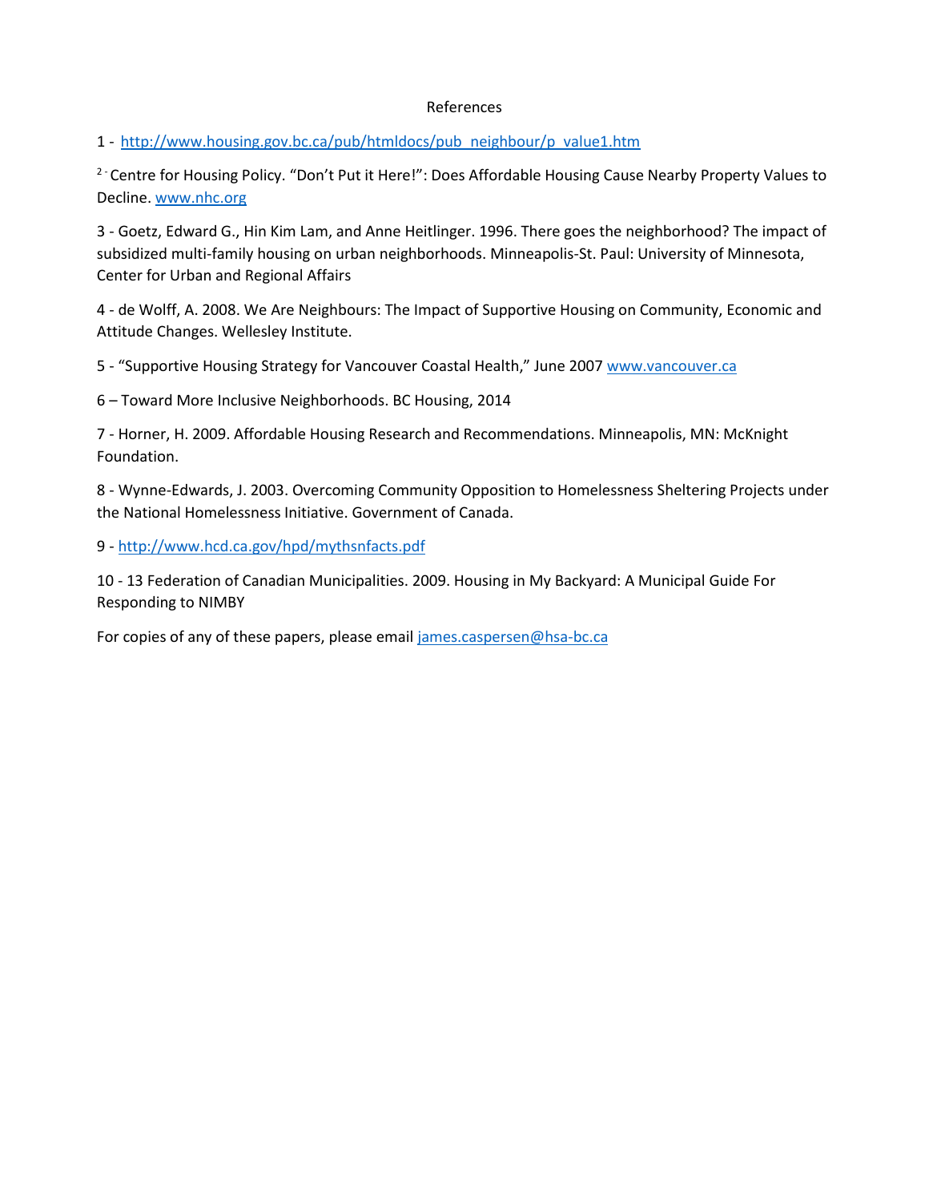# References

1 - http://www.housing.gov.bc.ca/pub/htmldocs/pub_neighbour/p_value1.htm

2 - Centre for Housing Policy. “Don’t Put it Here!”: Does Affordable Housing Cause Nearby Property Values to Decline. www.nhc.org

3 - Goetz, Edward G., Hin Kim Lam, and Anne Heitlinger. 1996. There goes the neighborhood? The impact of subsidized multi-family housing on urban neighborhoods. Minneapolis-St. Paul: University of Minnesota, Center for Urban and Regional Affairs

4 - de Wolff, A. 2008. We Are Neighbours: The Impact of Supportive Housing on Community, Economic and Attitude Changes. Wellesley Institute.

5 - “Supportive Housing Strategy for Vancouver Coastal Health,” June 2007 www.vancouver.ca

6 – Toward More Inclusive Neighborhoods. BC Housing, 2014

7 - Horner, H. 2009. Affordable Housing Research and Recommendations. Minneapolis, MN: McKnight Foundation.

8 - Wynne-Edwards, J. 2003. Overcoming Community Opposition to Homelessness Sheltering Projects under the National Homelessness Initiative. Government of Canada.

9 - http://www.hcd.ca.gov/hpd/mythsnfacts.pdf

10 - 13 Federation of Canadian Municipalities. 2009. Housing in My Backyard: A Municipal Guide For Responding to NIMBY

For copies of any of these papers, please email james.caspersen@hsa-bc.ca